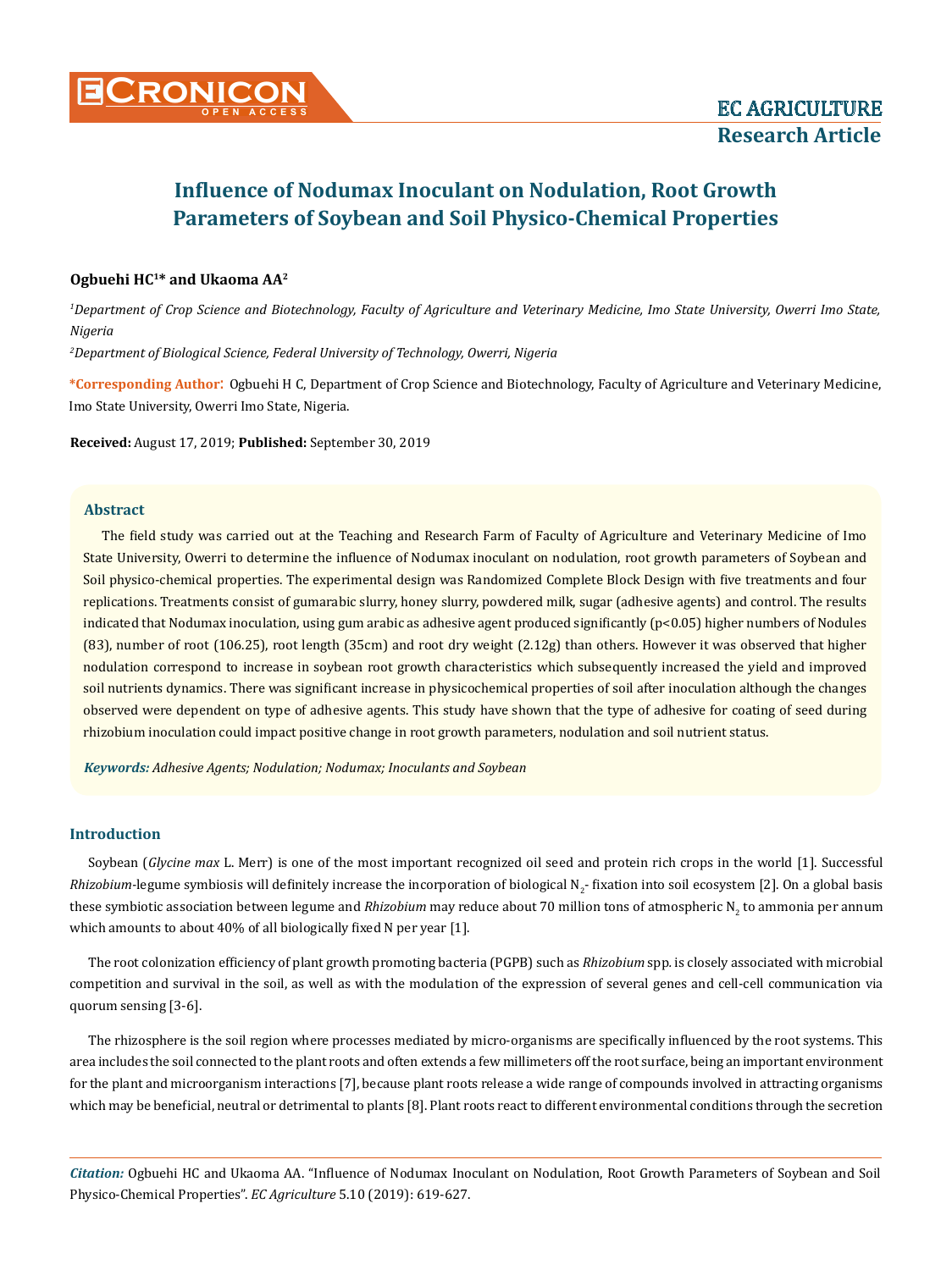# Influence of Nodumax Inoculant on Nodulation, Root Growth Parameters of Soybean and Soil Physico-Chemical Properties

**Ogbuehi HC[1]* and Ukaoma AA[2]**

*[1]Department of Crop Science and Biotechnology, Faculty of Agriculture and Veterinary Medicine, Imo State University, Owerri Imo State, Nigeria*

*[2]Department of Biological Science, Federal University of Technology, Owerri, Nigeria*

**\*Corresponding Author:** Ogbuehi H C, Department of Crop Science and Biotechnology, Faculty of Agriculture and Veterinary Medicine, Imo State University, Owerri Imo State, Nigeria.

**Received:** August 17, 2019; **Published:** September 30, 2019

## Abstract

The field study was carried out at the Teaching and Research Farm of Faculty of Agriculture and Veterinary Medicine of Imo State University, Owerri to determine the influence of Nodumax inoculant on nodulation, root growth parameters of Soybean and Soil physico-chemical properties. The experimental design was Randomized Complete Block Design with five treatments and four replications. Treatments consist of gumarabic slurry, honey slurry, powdered milk, sugar (adhesive agents) and control. The results indicated that Nodumax inoculation, using gum arabic as adhesive agent produced significantly ($p<0.05$) higher numbers of Nodules (83), number of root (106.25), root length (35cm) and root dry weight (2.12g) than others. However it was observed that higher nodulation correspond to increase in soybean root growth characteristics which subsequently increased the yield and improved soil nutrients dynamics. There was significant increase in physicochemical properties of soil after inoculation although the changes observed were dependent on type of adhesive agents. This study have shown that the type of adhesive for coating of seed during rhizobium inoculation could impact positive change in root growth parameters, nodulation and soil nutrient status.

***Keywords:*** *Adhesive Agents; Nodulation; Nodumax; Inoculants and Soybean*

## Introduction

Soybean (*Glycine max* L. Merr) is one of the most important recognized oil seed and protein rich crops in the world [1]. Successful *Rhizobium*-legume symbiosis will definitely increase the incorporation of biological $N_2$- fixation into soil ecosystem [2]. On a global basis these symbiotic association between legume and *Rhizobium* may reduce about 70 million tons of atmospheric $N_2$ to ammonia per annum which amounts to about 40% of all biologically fixed N per year [1].

The root colonization efficiency of plant growth promoting bacteria (PGPB) such as *Rhizobium* spp. is closely associated with microbial competition and survival in the soil, as well as with the modulation of the expression of several genes and cell-cell communication via quorum sensing [3-6].

The rhizosphere is the soil region where processes mediated by micro-organisms are specifically influenced by the root systems. This area includes the soil connected to the plant roots and often extends a few millimeters off the root surface, being an important environment for the plant and microorganism interactions [7], because plant roots release a wide range of compounds involved in attracting organisms which may be beneficial, neutral or detrimental to plants [8]. Plant roots react to different environmental conditions through the secretion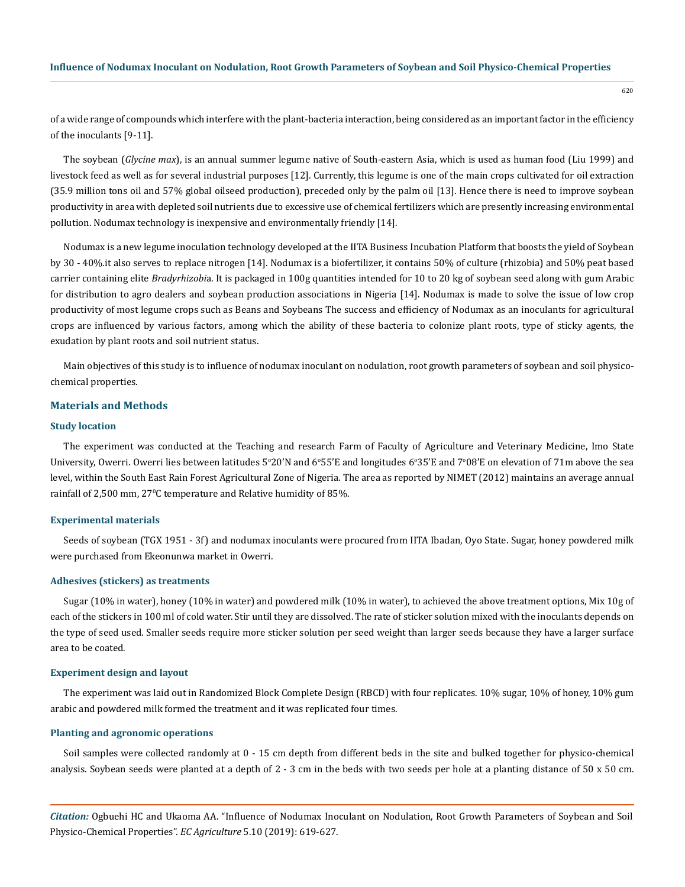of a wide range of compounds which interfere with the plant-bacteria interaction, being considered as an important factor in the efficiency of the inoculants [9-11].

The soybean (*Glycine max*), is an annual summer legume native of South-eastern Asia, which is used as human food (Liu 1999) and livestock feed as well as for several industrial purposes [12]. Currently, this legume is one of the main crops cultivated for oil extraction (35.9 million tons oil and 57% global oilseed production), preceded only by the palm oil [13]. Hence there is need to improve soybean productivity in area with depleted soil nutrients due to excessive use of chemical fertilizers which are presently increasing environmental pollution. Nodumax technology is inexpensive and environmentally friendly [14].

Nodumax is a new legume inoculation technology developed at the IITA Business Incubation Platform that boosts the yield of Soybean by 30 - 40%.it also serves to replace nitrogen [14]. Nodumax is a biofertilizer, it contains 50% of culture (rhizobia) and 50% peat based carrier containing elite *Bradyrhizobi*a. It is packaged in 100g quantities intended for 10 to 20 kg of soybean seed along with gum Arabic for distribution to agro dealers and soybean production associations in Nigeria [14]. Nodumax is made to solve the issue of low crop productivity of most legume crops such as Beans and Soybeans The success and efficiency of Nodumax as an inoculants for agricultural crops are influenced by various factors, among which the ability of these bacteria to colonize plant roots, type of sticky agents, the exudation by plant roots and soil nutrient status.

Main objectives of this study is to influence of nodumax inoculant on nodulation, root growth parameters of soybean and soil physico-chemical properties.

## Materials and Methods

### Study location

The experiment was conducted at the Teaching and research Farm of Faculty of Agriculture and Veterinary Medicine, Imo State University, Owerri. Owerri lies between latitudes 5°20'N and 6°55'E and longitudes 6°35'E and 7°08'E on elevation of 71m above the sea level, within the South East Rain Forest Agricultural Zone of Nigeria. The area as reported by NIMET (2012) maintains an average annual rainfall of 2,500 mm, 27°C temperature and Relative humidity of 85%.

### Experimental materials

Seeds of soybean (TGX 1951 - 3f) and nodumax inoculants were procured from IITA Ibadan, Oyo State. Sugar, honey powdered milk were purchased from Ekeonunwa market in Owerri.

### Adhesives (stickers) as treatments

Sugar (10% in water), honey (10% in water) and powdered milk (10% in water), to achieved the above treatment options, Mix 10g of each of the stickers in 100 ml of cold water. Stir until they are dissolved. The rate of sticker solution mixed with the inoculants depends on the type of seed used. Smaller seeds require more sticker solution per seed weight than larger seeds because they have a larger surface area to be coated.

### Experiment design and layout

The experiment was laid out in Randomized Block Complete Design (RBCD) with four replicates. 10% sugar, 10% of honey, 10% gum arabic and powdered milk formed the treatment and it was replicated four times.

### Planting and agronomic operations

Soil samples were collected randomly at 0 - 15 cm depth from different beds in the site and bulked together for physico-chemical analysis. Soybean seeds were planted at a depth of 2 - 3 cm in the beds with two seeds per hole at a planting distance of 50 x 50 cm.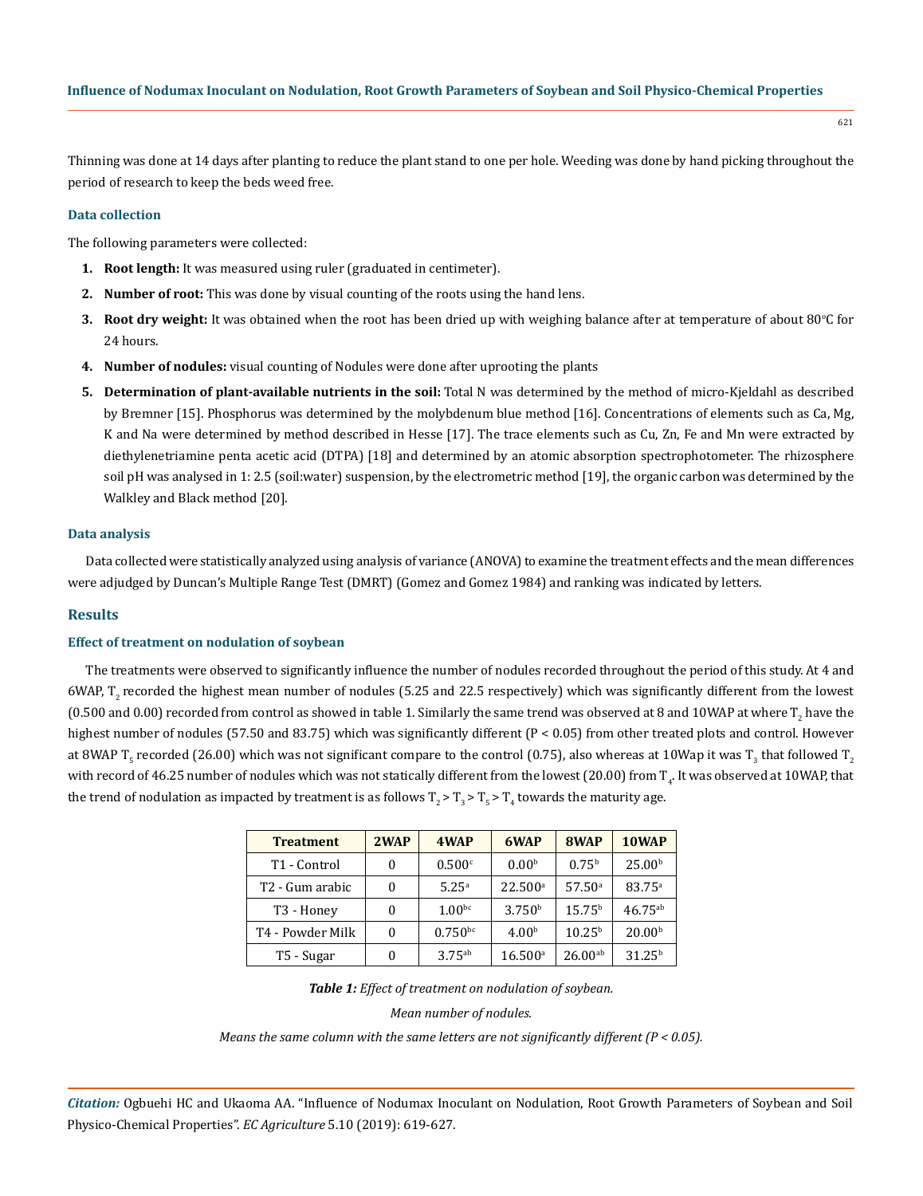Thinning was done at 14 days after planting to reduce the plant stand to one per hole. Weeding was done by hand picking throughout the period of research to keep the beds weed free.

### Data collection

The following parameters were collected:

1. **Root length:** It was measured using ruler (graduated in centimeter).
2. **Number of root:** This was done by visual counting of the roots using the hand lens.
3. **Root dry weight:** It was obtained when the root has been dried up with weighing balance after at temperature of about 80°C for 24 hours.
4. **Number of nodules:** visual counting of Nodules were done after uprooting the plants
5. **Determination of plant-available nutrients in the soil:** Total N was determined by the method of micro-Kjeldahl as described by Bremner [15]. Phosphorus was determined by the molybdenum blue method [16]. Concentrations of elements such as Ca, Mg, K and Na were determined by method described in Hesse [17]. The trace elements such as Cu, Zn, Fe and Mn were extracted by diethylenetriamine penta acetic acid (DTPA) [18] and determined by an atomic absorption spectrophotometer. The rhizosphere soil pH was analysed in 1: 2.5 (soil:water) suspension, by the electrometric method [19], the organic carbon was determined by the Walkley and Black method [20].

### Data analysis

Data collected were statistically analyzed using analysis of variance (ANOVA) to examine the treatment effects and the mean differences were adjudged by Duncan's Multiple Range Test (DMRT) (Gomez and Gomez 1984) and ranking was indicated by letters.

## Results

### Effect of treatment on nodulation of soybean

The treatments were observed to significantly influence the number of nodules recorded throughout the period of this study. At 4 and 6WAP, $T_2$ recorded the highest mean number of nodules (5.25 and 22.5 respectively) which was significantly different from the lowest (0.500 and 0.00) recorded from control as showed in table 1. Similarly the same trend was observed at 8 and 10WAP at where $T_2$ have the highest number of nodules (57.50 and 83.75) which was significantly different (P < 0.05) from other treated plots and control. However at 8WAP $T_5$ recorded (26.00) which was not significant compare to the control (0.75), also whereas at 10Wap it was $T_3$ that followed $T_2$ with record of 46.25 number of nodules which was not statically different from the lowest (20.00) from $T_4$. It was observed at 10WAP, that the trend of nodulation as impacted by treatment is as follows $T_2 > T_3 > T_5 > T_4$ towards the maturity age.

| Treatment | 2WAP | 4WAP | 6WAP | 8WAP | 10WAP |
|---|---|---|---|---|---|
| T1 - Control | 0 | 0.500$^{c}$ | 0.00$^{b}$ | 0.75$^{b}$ | 25.00$^{b}$ |
| T2 - Gum arabic | 0 | 5.25$^{a}$ | 22.500$^{a}$ | 57.50$^{a}$ | 83.75$^{a}$ |
| T3 - Honey | 0 | 1.00$^{bc}$ | 3.750$^{b}$ | 15.75$^{b}$ | 46.75$^{ab}$ |
| T4 - Powder Milk | 0 | 0.750$^{bc}$ | 4.00$^{b}$ | 10.25$^{b}$ | 20.00$^{b}$ |
| T5 - Sugar | 0 | 3.75$^{ab}$ | 16.500$^{a}$ | 26.00$^{ab}$ | 31.25$^{b}$ |

***Table 1:*** *Effect of treatment on nodulation of soybean.*

*Mean number of nodules.*

*Means the same column with the same letters are not significantly different (P < 0.05).*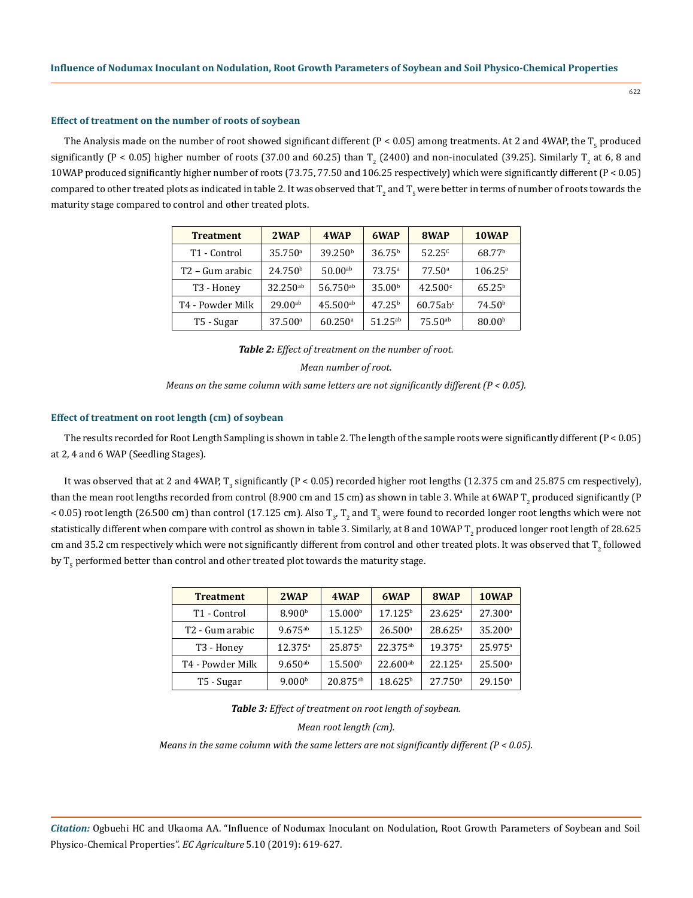### Effect of treatment on the number of roots of soybean

The Analysis made on the number of root showed significant different ($P < 0.05$) among treatments. At 2 and 4WAP, the $T_5$ produced significantly ($P < 0.05$) higher number of roots (37.00 and 60.25) than $T_2$ (2400) and non-inoculated (39.25). Similarly $T_2$ at 6, 8 and 10WAP produced significantly higher number of roots (73.75, 77.50 and 106.25 respectively) which were significantly different ($P < 0.05$) compared to other treated plots as indicated in table 2. It was observed that $T_2$ and $T_5$ were better in terms of number of roots towards the maturity stage compared to control and other treated plots.

| Treatment | 2WAP | 4WAP | 6WAP | 8WAP | 10WAP |
|---|---|---|---|---|---|
| T1 - Control | $35.750^{a}$ | $39.250^{b}$ | $36.75^{b}$ | $52.25^{c}$ | $68.77^{b}$ |
| T2 – Gum arabic | $24.750^{b}$ | $50.00^{ab}$ | $73.75^{a}$ | $77.50^{a}$ | $106.25^{a}$ |
| T3 - Honey | $32.250^{ab}$ | $56.750^{ab}$ | $35.00^{b}$ | $42.500^{c}$ | $65.25^{b}$ |
| T4 - Powder Milk | $29.00^{ab}$ | $45.500^{ab}$ | $47.25^{b}$ | $60.75ab^{c}$ | $74.50^{b}$ |
| T5 - Sugar | $37.500^{a}$ | $60.250^{a}$ | $51.25^{ab}$ | $75.50^{ab}$ | $80.00^{b}$ |

***Table 2:*** *Effect of treatment on the number of root.*

*Mean number of root.*

*Means on the same column with same letters are not significantly different (P < 0.05).*

### Effect of treatment on root length (cm) of soybean

The results recorded for Root Length Sampling is shown in table 2. The length of the sample roots were significantly different ($P < 0.05$) at 2, 4 and 6 WAP (Seedling Stages).

It was observed that at 2 and 4WAP, $T_3$ significantly ($P < 0.05$) recorded higher root lengths (12.375 cm and 25.875 cm respectively), than the mean root lengths recorded from control (8.900 cm and 15 cm) as shown in table 3. While at 6WAP $T_2$ produced significantly ($P < 0.05$) root length (26.500 cm) than control (17.125 cm). Also $T_3$, $T_2$ and $T_5$ were found to recorded longer root lengths which were not statistically different when compare with control as shown in table 3. Similarly, at 8 and 10WAP $T_2$ produced longer root length of 28.625 cm and 35.2 cm respectively which were not significantly different from control and other treated plots. It was observed that $T_2$ followed by $T_5$ performed better than control and other treated plot towards the maturity stage.

| Treatment | 2WAP | 4WAP | 6WAP | 8WAP | 10WAP |
|---|---|---|---|---|---|
| T1 - Control | $8.900^{b}$ | $15.000^{b}$ | $17.125^{b}$ | $23.625^{a}$ | $27.300^{a}$ |
| T2 - Gum arabic | $9.675^{ab}$ | $15.125^{b}$ | $26.500^{a}$ | $28.625^{a}$ | $35.200^{a}$ |
| T3 - Honey | $12.375^{a}$ | $25.875^{a}$ | $22.375^{ab}$ | $19.375^{a}$ | $25.975^{a}$ |
| T4 - Powder Milk | $9.650^{ab}$ | $15.500^{b}$ | $22.600^{ab}$ | $22.125^{a}$ | $25.500^{a}$ |
| T5 - Sugar | $9.000^{b}$ | $20.875^{ab}$ | $18.625^{b}$ | $27.750^{a}$ | $29.150^{a}$ |

***Table 3:*** *Effect of treatment on root length of soybean.*

*Mean root length (cm).*

*Means in the same column with the same letters are not significantly different (P < 0.05).*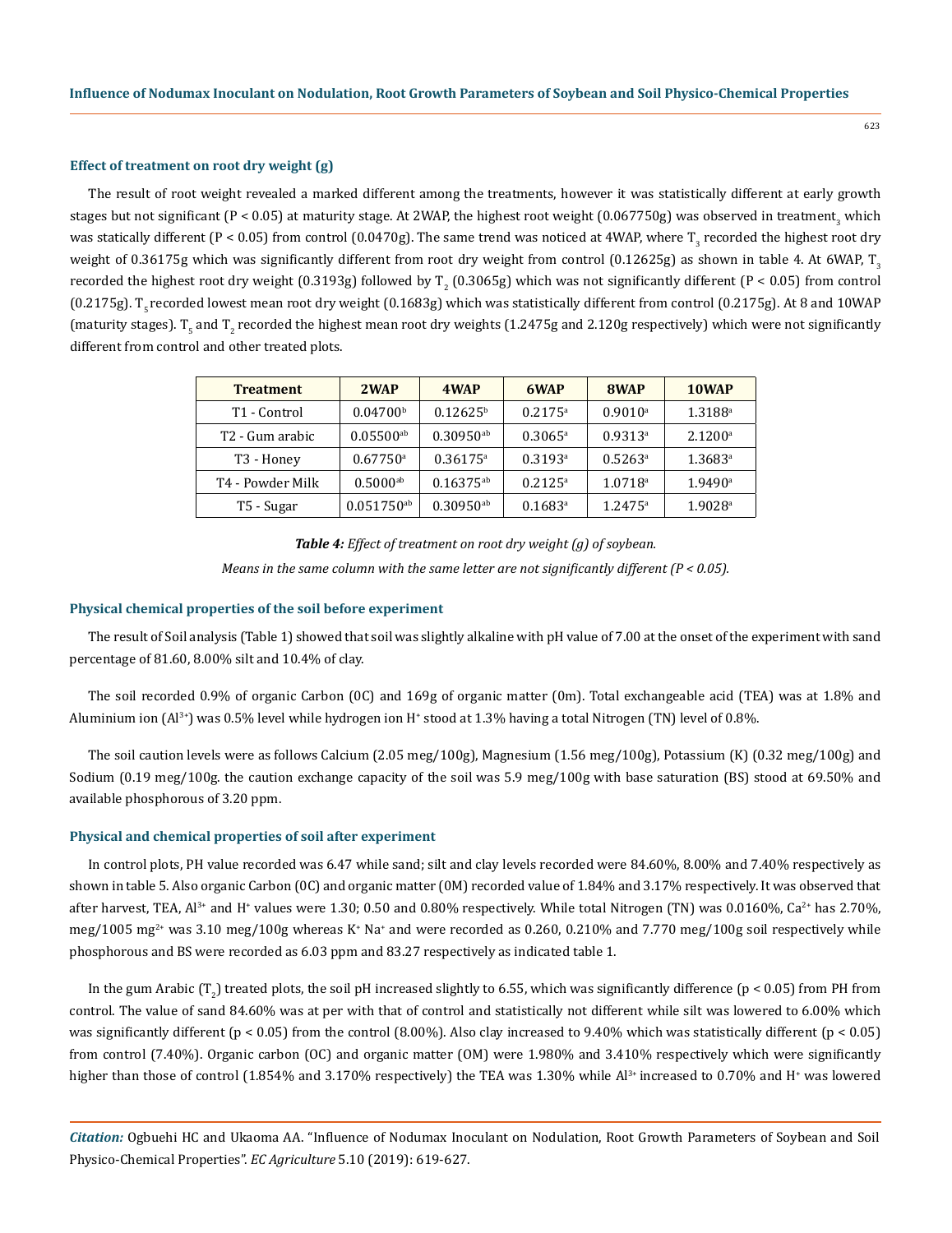### Effect of treatment on root dry weight (g)

The result of root weight revealed a marked different among the treatments, however it was statistically different at early growth stages but not significant ($P < 0.05$) at maturity stage. At 2WAP, the highest root weight (0.067750g) was observed in treatment$_3$ which was statically different ($P < 0.05$) from control (0.0470g). The same trend was noticed at 4WAP, where $T_3$ recorded the highest root dry weight of 0.36175g which was significantly different from root dry weight from control (0.12625g) as shown in table 4. At 6WAP, $T_3$ recorded the highest root dry weight (0.3193g) followed by $T_2$ (0.3065g) which was not significantly different ($P < 0.05$) from control (0.2175g). $T_5$ recorded lowest mean root dry weight (0.1683g) which was statistically different from control (0.2175g). At 8 and 10WAP (maturity stages). $T_5$ and $T_2$ recorded the highest mean root dry weights (1.2475g and 2.120g respectively) which were not significantly different from control and other treated plots.

| Treatment | 2WAP | 4WAP | 6WAP | 8WAP | 10WAP |
|---|---|---|---|---|---|
| T1 - Control | $0.04700^{b}$ | $0.12625^{b}$ | $0.2175^{a}$ | $0.9010^{a}$ | $1.3188^{a}$ |
| T2 - Gum arabic | $0.05500^{ab}$ | $0.30950^{ab}$ | $0.3065^{a}$ | $0.9313^{a}$ | $2.1200^{a}$ |
| T3 - Honey | $0.67750^{a}$ | $0.36175^{a}$ | $0.3193^{a}$ | $0.5263^{a}$ | $1.3683^{a}$ |
| T4 - Powder Milk | $0.5000^{ab}$ | $0.16375^{ab}$ | $0.2125^{a}$ | $1.0718^{a}$ | $1.9490^{a}$ |
| T5 - Sugar | $0.051750^{ab}$ | $0.30950^{ab}$ | $0.1683^{a}$ | $1.2475^{a}$ | $1.9028^{a}$ |

***Table 4:*** *Effect of treatment on root dry weight (g) of soybean.*

*Means in the same column with the same letter are not significantly different ($P < 0.05$).*

### Physical chemical properties of the soil before experiment

The result of Soil analysis (Table 1) showed that soil was slightly alkaline with pH value of 7.00 at the onset of the experiment with sand percentage of 81.60, 8.00% silt and 10.4% of clay.

The soil recorded 0.9% of organic Carbon (0C) and 169g of organic matter (0m). Total exchangeable acid (TEA) was at 1.8% and Aluminium ion ($Al^{3+}$) was 0.5% level while hydrogen ion $H^{+}$ stood at 1.3% having a total Nitrogen (TN) level of 0.8%.

The soil caution levels were as follows Calcium (2.05 meg/100g), Magnesium (1.56 meg/100g), Potassium (K) (0.32 meg/100g) and Sodium (0.19 meg/100g. the caution exchange capacity of the soil was 5.9 meg/100g with base saturation (BS) stood at 69.50% and available phosphorous of 3.20 ppm.

### Physical and chemical properties of soil after experiment

In control plots, PH value recorded was 6.47 while sand; silt and clay levels recorded were 84.60%, 8.00% and 7.40% respectively as shown in table 5. Also organic Carbon (0C) and organic matter (0M) recorded value of 1.84% and 3.17% respectively. It was observed that after harvest, TEA, $Al^{3+}$ and $H^{+}$ values were 1.30; 0.50 and 0.80% respectively. While total Nitrogen (TN) was 0.0160%, $Ca^{2+}$ has 2.70%, meg/1005 $mg^{2+}$ was 3.10 meg/100g whereas $K^{+}$ $Na^{+}$ and were recorded as 0.260, 0.210% and 7.770 meg/100g soil respectively while phosphorous and BS were recorded as 6.03 ppm and 83.27 respectively as indicated table 1.

In the gum Arabic ($T_2$) treated plots, the soil pH increased slightly to 6.55, which was significantly difference ($p < 0.05$) from PH from control. The value of sand 84.60% was at per with that of control and statistically not different while silt was lowered to 6.00% which was significantly different ($p < 0.05$) from the control (8.00%). Also clay increased to 9.40% which was statistically different ($p < 0.05$) from control (7.40%). Organic carbon (OC) and organic matter (OM) were 1.980% and 3.410% respectively which were significantly higher than those of control (1.854% and 3.170% respectively) the TEA was 1.30% while $Al^{3+}$ increased to 0.70% and $H^{+}$ was lowered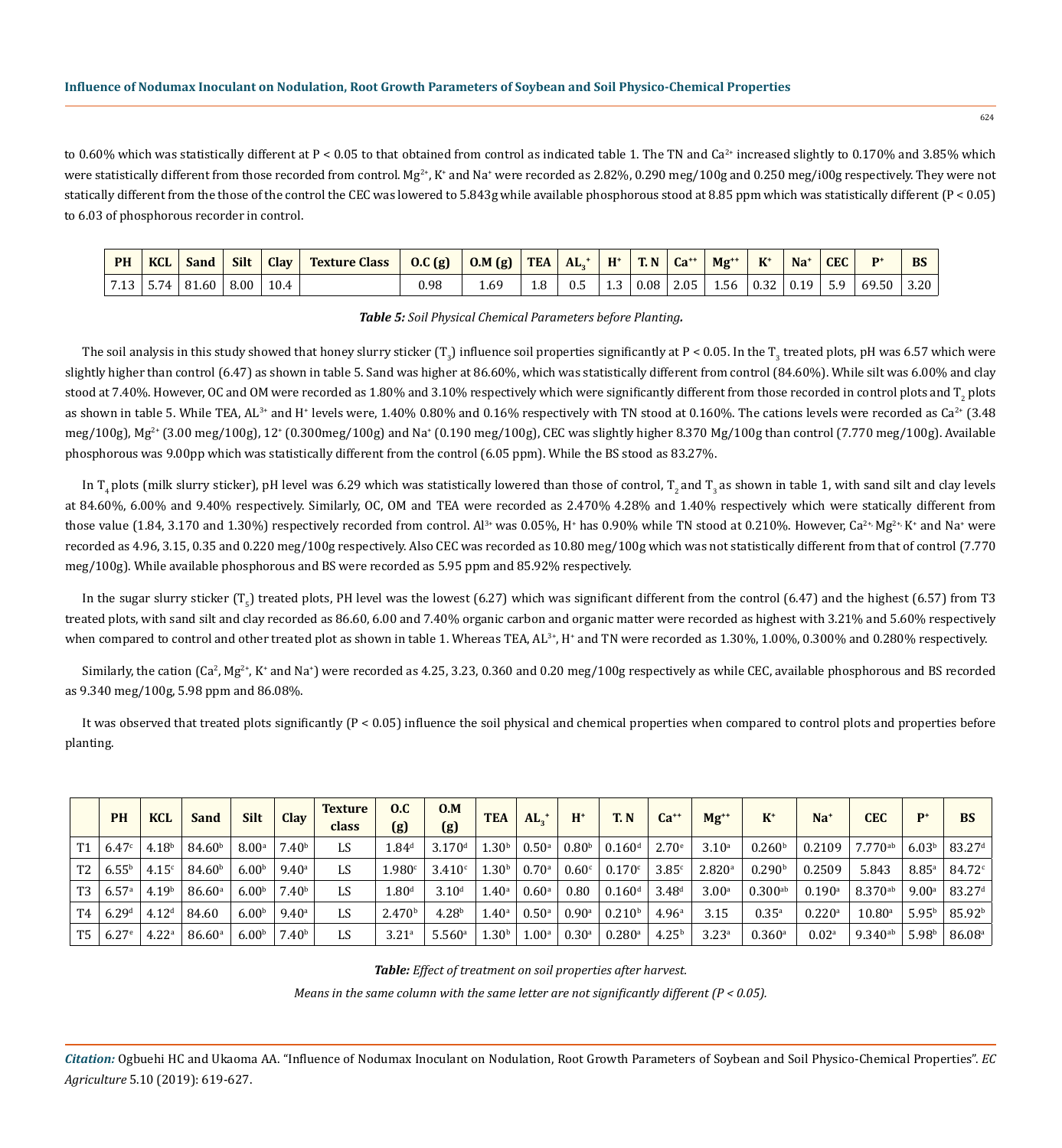to 0.60% which was statistically different at $P < 0.05$ to that obtained from control as indicated table 1. The TN and $Ca^{2+}$ increased slightly to 0.170% and 3.85% which were statistically different from those recorded from control. $Mg^{2+}$, $K^{+}$ and $Na^{+}$ were recorded as 2.82%, 0.290 meg/100g and 0.250 meg/i00g respectively. They were not statically different from the those of the control the CEC was lowered to 5.843g while available phosphorous stood at 8.85 ppm which was statistically different ($P < 0.05$) to 6.03 of phosphorous recorder in control.

| PH | KCL | Sand | Silt | Clay | Texture Class | O.C (g) | O.M (g) | TEA | $AL_3^+$ | $H^+$ | T. N | $Ca^{++}$ | $Mg^{++}$ | $K^+$ | $Na^+$ | CEC | $P^+$ | BS |
|---|---|---|---|---|---|---|---|---|---|---|---|---|---|---|---|---|---|---|
| 7.13 | 5.74 | 81.60 | 8.00 | 10.4 | | 0.98 | 1.69 | 1.8 | 0.5 | 1.3 | 0.08 | 2.05 | 1.56 | 0.32 | 0.19 | 5.9 | 69.50 | 3.20 |

***Table 5:*** *Soil Physical Chemical Parameters before Planting.*

The soil analysis in this study showed that honey slurry sticker ($T_3$) influence soil properties significantly at $P < 0.05$. In the $T_3$ treated plots, pH was 6.57 which were slightly higher than control (6.47) as shown in table 5. Sand was higher at 86.60%, which was statistically different from control (84.60%). While silt was 6.00% and clay stood at 7.40%. However, OC and OM were recorded as 1.80% and 3.10% respectively which were significantly different from those recorded in control plots and $T_2$ plots as shown in table 5. While TEA, $AL^{3+}$ and $H^{+}$ levels were, 1.40% 0.80% and 0.16% respectively with TN stood at 0.160%. The cations levels were recorded as $Ca^{2+}$ (3.48 meg/100g), $Mg^{2+}$ (3.00 meg/100g), $12^{+}$ (0.300meg/100g) and $Na^{+}$ (0.190 meg/100g), CEC was slightly higher 8.370 Mg/100g than control (7.770 meg/100g). Available phosphorous was 9.00pp which was statistically different from the control (6.05 ppm). While the BS stood as 83.27%.

In $T_4$ plots (milk slurry sticker), pH level was 6.29 which was statistically lowered than those of control, $T_2$ and $T_3$ as shown in table 1, with sand silt and clay levels at 84.60%, 6.00% and 9.40% respectively. Similarly, OC, OM and TEA were recorded as 2.470% 4.28% and 1.40% respectively which were statically different from those value (1.84, 3.170 and 1.30%) respectively recorded from control. $Al^{3+}$ was 0.05%, $H^{+}$ has 0.90% while TN stood at 0.210%. However, $Ca^{2+,}$ $Mg^{2+,}$ $K^{+}$ and $Na^{+}$ were recorded as 4.96, 3.15, 0.35 and 0.220 meg/100g respectively. Also CEC was recorded as 10.80 meg/100g which was not statistically different from that of control (7.770 meg/100g). While available phosphorous and BS were recorded as 5.95 ppm and 85.92% respectively.

In the sugar slurry sticker ($T_5$) treated plots, PH level was the lowest (6.27) which was significant different from the control (6.47) and the highest (6.57) from T3 treated plots, with sand silt and clay recorded as 86.60, 6.00 and 7.40% organic carbon and organic matter were recorded as highest with 3.21% and 5.60% respectively when compared to control and other treated plot as shown in table 1. Whereas TEA, $AL^{3+}$, $H^{+}$ and TN were recorded as 1.30%, 1.00%, 0.300% and 0.280% respectively.

Similarly, the cation ($Ca^{2}$, $Mg^{2+}$, $K^{+}$ and $Na^{+}$) were recorded as 4.25, 3.23, 0.360 and 0.20 meg/100g respectively as while CEC, available phosphorous and BS recorded as 9.340 meg/100g, 5.98 ppm and 86.08%.

It was observed that treated plots significantly ($P < 0.05$) influence the soil physical and chemical properties when compared to control plots and properties before planting.

| | PH | KCL | Sand | Silt | Clay | Texture class | O.C (g) | O.M (g) | TEA | $AL_3^+$ | $H^+$ | T. N | $Ca^{++}$ | $Mg^{++}$ | $K^+$ | $Na^+$ | CEC | $P^+$ | BS |
|---|---|---|---|---|---|---|---|---|---|---|---|---|---|---|---|---|---|---|---|
| T1 | $6.47^c$ | $4.18^b$ | $84.60^b$ | $8.00^a$ | $7.40^b$ | LS | $1.84^d$ | $3.170^d$ | $1.30^b$ | $0.50^a$ | $0.80^b$ | $0.160^d$ | $2.70^e$ | $3.10^a$ | $0.260^b$ | 0.2109 | $7.770^{ab}$ | $6.03^b$ | $83.27^d$ |
| T2 | $6.55^b$ | $4.15^c$ | $84.60^b$ | $6.00^b$ | $9.40^a$ | LS | $1.980^c$ | $3.410^c$ | $1.30^b$ | $0.70^a$ | $0.60^c$ | $0.170^c$ | $3.85^c$ | $2.820^a$ | $0.290^b$ | 0.2509 | 5.843 | $8.85^a$ | $84.72^c$ |
| T3 | $6.57^a$ | $4.19^b$ | $86.60^a$ | $6.00^b$ | $7.40^b$ | LS | $1.80^d$ | $3.10^d$ | $1.40^a$ | $0.60^a$ | 0.80 | $0.160^d$ | $3.48^d$ | $3.00^a$ | $0.300^{ab}$ | $0.190^a$ | $8.370^{ab}$ | $9.00^a$ | $83.27^d$ |
| T4 | $6.29^d$ | $4.12^d$ | 84.60 | $6.00^b$ | $9.40^a$ | LS | $2.470^b$ | $4.28^b$ | $1.40^a$ | $0.50^a$ | $0.90^a$ | $0.210^b$ | $4.96^a$ | 3.15 | $0.35^a$ | $0.220^a$ | $10.80^a$ | $5.95^b$ | $85.92^b$ |
| T5 | $6.27^e$ | $4.22^a$ | $86.60^a$ | $6.00^b$ | $7.40^b$ | LS | $3.21^a$ | $5.560^a$ | $1.30^b$ | $1.00^a$ | $0.30^a$ | $0.280^a$ | $4.25^b$ | $3.23^a$ | $0.360^a$ | $0.02^a$ | $9.340^{ab}$ | $5.98^b$ | $86.08^a$ |

***Table:*** *Effect of treatment on soil properties after harvest.*

*Means in the same column with the same letter are not significantly different ($P < 0.05$).*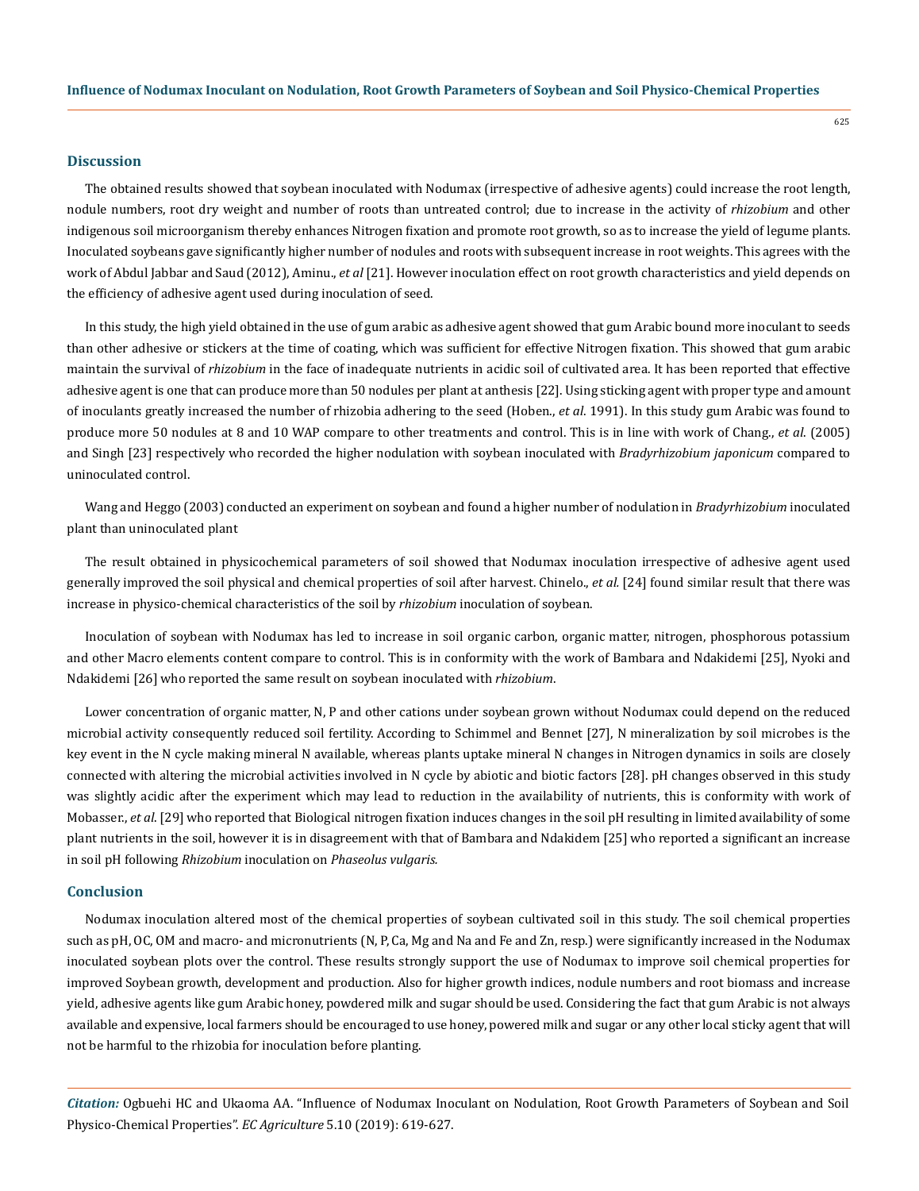## Discussion

The obtained results showed that soybean inoculated with Nodumax (irrespective of adhesive agents) could increase the root length, nodule numbers, root dry weight and number of roots than untreated control; due to increase in the activity of *rhizobium* and other indigenous soil microorganism thereby enhances Nitrogen fixation and promote root growth, so as to increase the yield of legume plants. Inoculated soybeans gave significantly higher number of nodules and roots with subsequent increase in root weights. This agrees with the work of Abdul Jabbar and Saud (2012), Aminu., *et al* [21]. However inoculation effect on root growth characteristics and yield depends on the efficiency of adhesive agent used during inoculation of seed.

In this study, the high yield obtained in the use of gum arabic as adhesive agent showed that gum Arabic bound more inoculant to seeds than other adhesive or stickers at the time of coating, which was sufficient for effective Nitrogen fixation. This showed that gum arabic maintain the survival of *rhizobium* in the face of inadequate nutrients in acidic soil of cultivated area. It has been reported that effective adhesive agent is one that can produce more than 50 nodules per plant at anthesis [22]. Using sticking agent with proper type and amount of inoculants greatly increased the number of rhizobia adhering to the seed (Hoben., *et al*. 1991). In this study gum Arabic was found to produce more 50 nodules at 8 and 10 WAP compare to other treatments and control. This is in line with work of Chang., *et al*. (2005) and Singh [23] respectively who recorded the higher nodulation with soybean inoculated with *Bradyrhizobium japonicum* compared to uninoculated control.

Wang and Heggo (2003) conducted an experiment on soybean and found a higher number of nodulation in *Bradyrhizobium* inoculated plant than uninoculated plant

The result obtained in physicochemical parameters of soil showed that Nodumax inoculation irrespective of adhesive agent used generally improved the soil physical and chemical properties of soil after harvest. Chinelo., *et al*. [24] found similar result that there was increase in physico-chemical characteristics of the soil by *rhizobium* inoculation of soybean.

Inoculation of soybean with Nodumax has led to increase in soil organic carbon, organic matter, nitrogen, phosphorous potassium and other Macro elements content compare to control. This is in conformity with the work of Bambara and Ndakidemi [25], Nyoki and Ndakidemi [26] who reported the same result on soybean inoculated with *rhizobium*.

Lower concentration of organic matter, N, P and other cations under soybean grown without Nodumax could depend on the reduced microbial activity consequently reduced soil fertility. According to Schimmel and Bennet [27], N mineralization by soil microbes is the key event in the N cycle making mineral N available, whereas plants uptake mineral N changes in Nitrogen dynamics in soils are closely connected with altering the microbial activities involved in N cycle by abiotic and biotic factors [28]. pH changes observed in this study was slightly acidic after the experiment which may lead to reduction in the availability of nutrients, this is conformity with work of Mobasser., *et al*. [29] who reported that Biological nitrogen fixation induces changes in the soil pH resulting in limited availability of some plant nutrients in the soil, however it is in disagreement with that of Bambara and Ndakidem [25] who reported a significant an increase in soil pH following *Rhizobium* inoculation on *Phaseolus vulgaris.*

## Conclusion

Nodumax inoculation altered most of the chemical properties of soybean cultivated soil in this study. The soil chemical properties such as pH, OC, OM and macro- and micronutrients (N, P, Ca, Mg and Na and Fe and Zn, resp.) were significantly increased in the Nodumax inoculated soybean plots over the control. These results strongly support the use of Nodumax to improve soil chemical properties for improved Soybean growth, development and production. Also for higher growth indices, nodule numbers and root biomass and increase yield, adhesive agents like gum Arabic honey, powdered milk and sugar should be used. Considering the fact that gum Arabic is not always available and expensive, local farmers should be encouraged to use honey, powered milk and sugar or any other local sticky agent that will not be harmful to the rhizobia for inoculation before planting.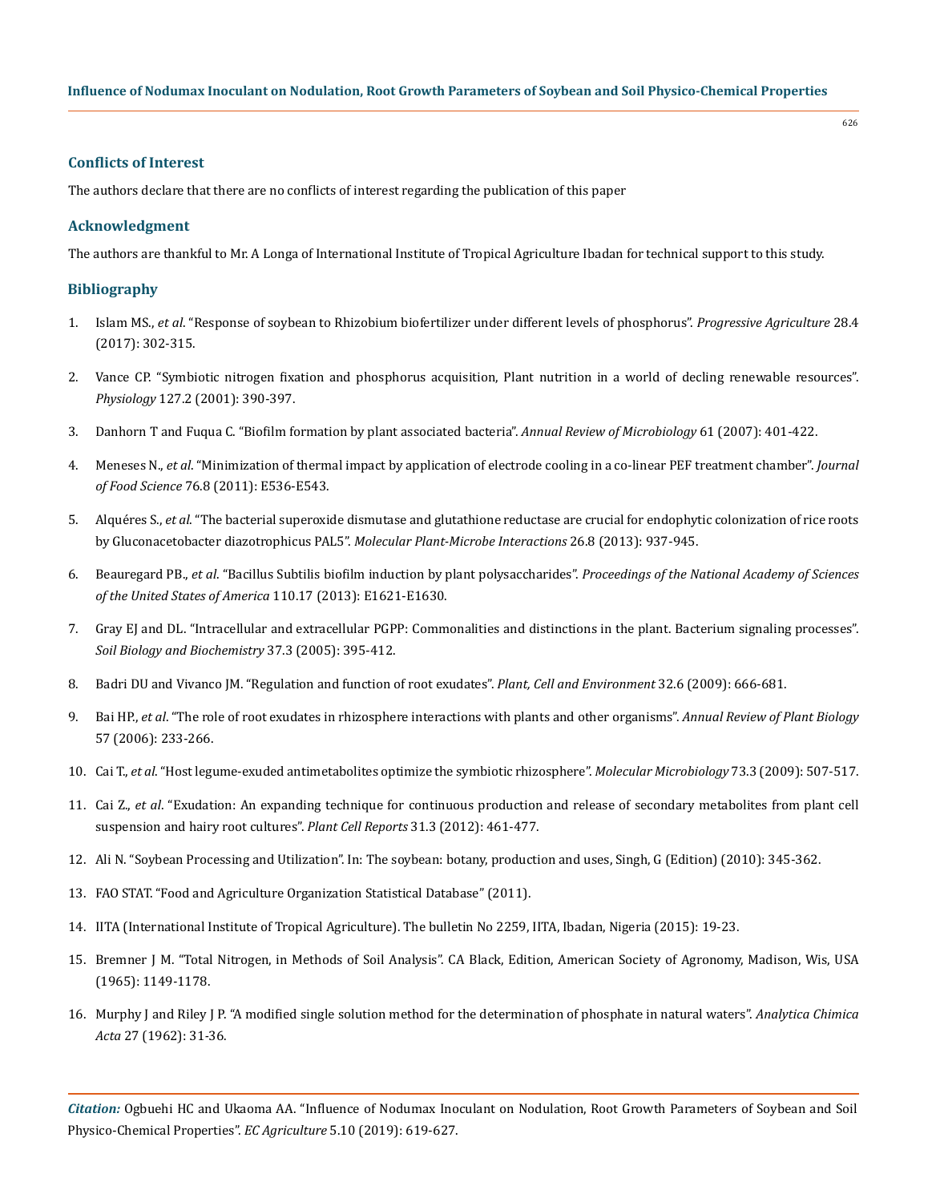## Conflicts of Interest

The authors declare that there are no conflicts of interest regarding the publication of this paper

## Acknowledgment

The authors are thankful to Mr. A Longa of International Institute of Tropical Agriculture Ibadan for technical support to this study.

## Bibliography

1. Islam MS., *et al*. "Response of soybean to Rhizobium biofertilizer under different levels of phosphorus". *Progressive Agriculture* 28.4 (2017): 302-315.
2. Vance CP. "Symbiotic nitrogen fixation and phosphorus acquisition, Plant nutrition in a world of decling renewable resources". *Physiology* 127.2 (2001): 390-397.
3. Danhorn T and Fuqua C. "Biofilm formation by plant associated bacteria". *Annual Review of Microbiology* 61 (2007): 401-422.
4. Meneses N., *et al*. "Minimization of thermal impact by application of electrode cooling in a co-linear PEF treatment chamber". *Journal of Food Science* 76.8 (2011): E536-E543.
5. Alquéres S., *et al*. "The bacterial superoxide dismutase and glutathione reductase are crucial for endophytic colonization of rice roots by Gluconacetobacter diazotrophicus PAL5". *Molecular Plant-Microbe Interactions* 26.8 (2013): 937-945.
6. Beauregard PB., *et al*. "Bacillus Subtilis biofilm induction by plant polysaccharides". *Proceedings of the National Academy of Sciences of the United States of America* 110.17 (2013): E1621-E1630.
7. Gray EJ and DL. "Intracellular and extracellular PGPP: Commonalities and distinctions in the plant. Bacterium signaling processes". *Soil Biology and Biochemistry* 37.3 (2005): 395-412.
8. Badri DU and Vivanco JM. "Regulation and function of root exudates". *Plant, Cell and Environment* 32.6 (2009): 666-681.
9. Bai HP., *et al*. "The role of root exudates in rhizosphere interactions with plants and other organisms". *Annual Review of Plant Biology* 57 (2006): 233-266.
10. Cai T., *et al*. "Host legume-exuded antimetabolites optimize the symbiotic rhizosphere". *Molecular Microbiology* 73.3 (2009): 507-517.
11. Cai Z., *et al*. "Exudation: An expanding technique for continuous production and release of secondary metabolites from plant cell suspension and hairy root cultures". *Plant Cell Reports* 31.3 (2012): 461-477.
12. Ali N. "Soybean Processing and Utilization". In: The soybean: botany, production and uses, Singh, G (Edition) (2010): 345-362.
13. FAO STAT. "Food and Agriculture Organization Statistical Database" (2011).
14. IITA (International Institute of Tropical Agriculture). The bulletin No 2259, IITA, Ibadan, Nigeria (2015): 19-23.
15. Bremner J M. "Total Nitrogen, in Methods of Soil Analysis". CA Black, Edition, American Society of Agronomy, Madison, Wis, USA (1965): 1149-1178.
16. Murphy J and Riley J P. "A modified single solution method for the determination of phosphate in natural waters". *Analytica Chimica Acta* 27 (1962): 31-36.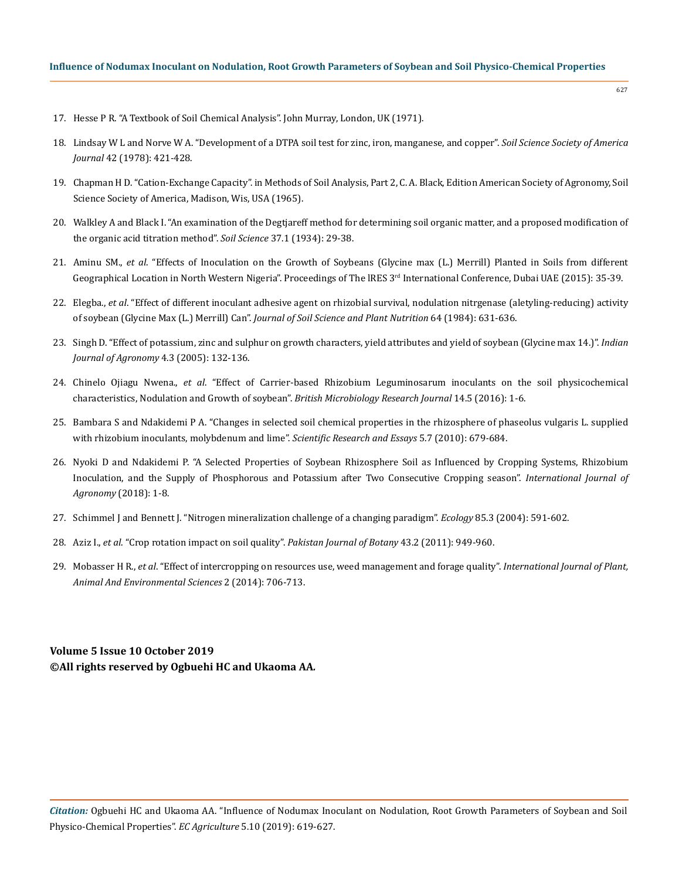17. Hesse P R. "A Textbook of Soil Chemical Analysis". John Murray, London, UK (1971).

18. Lindsay W L and Norve W A. "Development of a DTPA soil test for zinc, iron, manganese, and copper". *Soil Science Society of America Journal* 42 (1978): 421-428.

19. Chapman H D. "Cation-Exchange Capacity". in Methods of Soil Analysis, Part 2, C. A. Black, Edition American Society of Agronomy, Soil Science Society of America, Madison, Wis, USA (1965).

20. Walkley A and Black I. "An examination of the Degtjareff method for determining soil organic matter, and a proposed modification of the organic acid titration method". *Soil Science* 37.1 (1934): 29-38.

21. Aminu SM., *et al*. "Effects of Inoculation on the Growth of Soybeans (Glycine max (L.) Merrill) Planted in Soils from different Geographical Location in North Western Nigeria". Proceedings of The lRES 3rd International Conference, Dubai UAE (2015): 35-39.

22. Elegba., *et al*. "Effect of different inoculant adhesive agent on rhizobial survival, nodulation nitrgenase (aletyling-reducing) activity of soybean (Glycine Max (L.) Merrill) Can". *Journal of Soil Science and Plant Nutrition* 64 (1984): 631-636.

23. Singh D. "Effect of potassium, zinc and sulphur on growth characters, yield attributes and yield of soybean (Glycine max 14.)". *Indian Journal of Agronomy* 4.3 (2005): 132-136.

24. Chinelo Ojiagu Nwena., *et al*. "Effect of Carrier-based Rhizobium Leguminosarum inoculants on the soil physicochemical characteristics, Nodulation and Growth of soybean". *British Microbiology Research Journal* 14.5 (2016): 1-6.

25. Bambara S and Ndakidemi P A. "Changes in selected soil chemical properties in the rhizosphere of phaseolus vulgaris L. supplied with rhizobium inoculants, molybdenum and lime". *Scientific Research and Essays* 5.7 (2010): 679-684.

26. Nyoki D and Ndakidemi P. "A Selected Properties of Soybean Rhizosphere Soil as Influenced by Cropping Systems, Rhizobium Inoculation, and the Supply of Phosphorous and Potassium after Two Consecutive Cropping season". *International Journal of Agronomy* (2018): 1-8.

27. Schimmel J and Bennett J. "Nitrogen mineralization challenge of a changing paradigm". *Ecology* 85.3 (2004): 591-602.

28. Aziz I., *et al*. "Crop rotation impact on soil quality". *Pakistan Journal of Botany* 43.2 (2011): 949-960.

29. Mobasser H R., *et al*. "Effect of intercropping on resources use, weed management and forage quality". *International Journal of Plant, Animal And Environmental Sciences* 2 (2014): 706-713.

**Volume 5 Issue 10 October 2019**
**©All rights reserved by Ogbuehi HC and Ukaoma AA.**